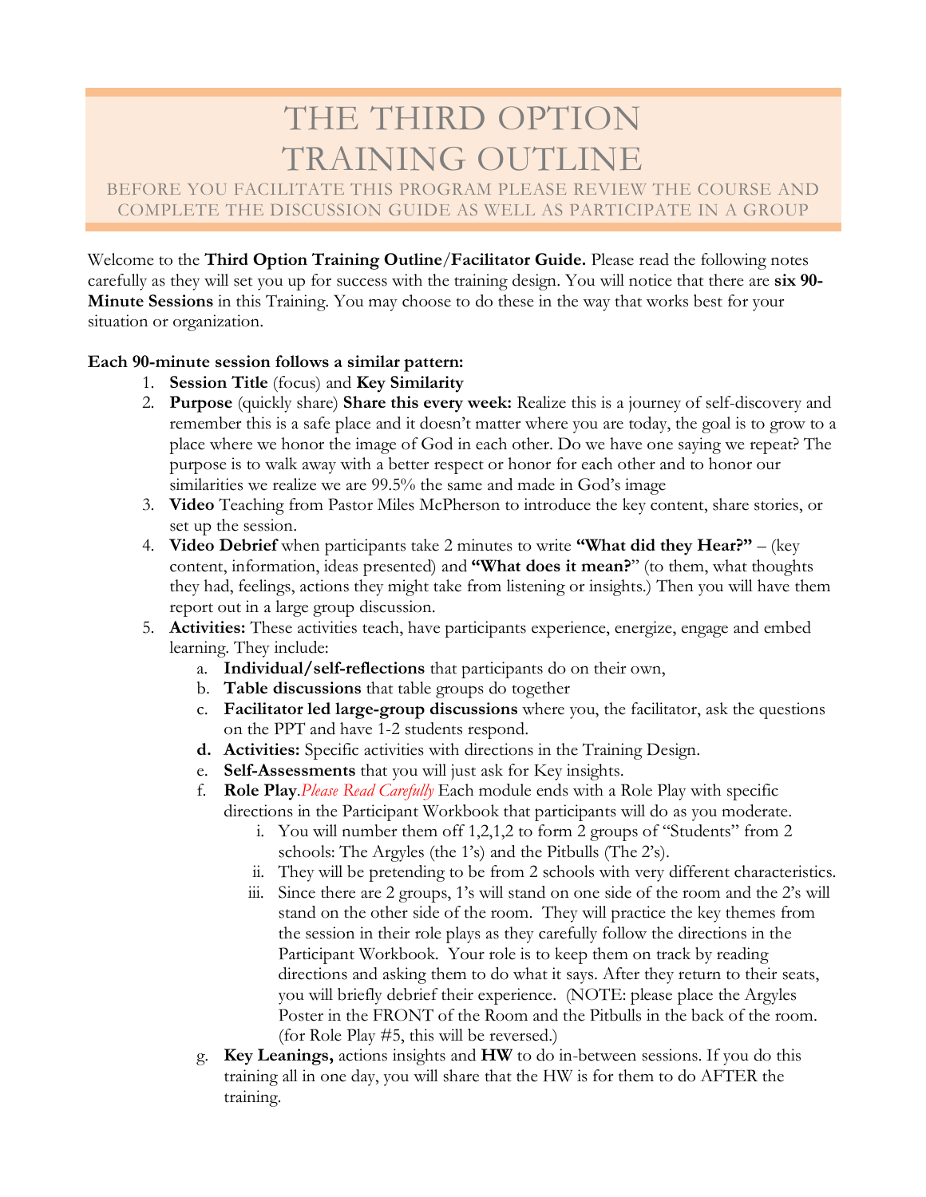# THE THIRD OPTION TRAINING OUTLINE

BEFORE YOU FACILITATE THIS PROGRAM PLEASE REVIEW THE COURSE AND COMPLETE THE DISCUSSION GUIDE AS WELL AS PARTICIPATE IN A GROUP

Welcome to the **Third Option Training Outline**/**Facilitator Guide.** Please read the following notes carefully as they will set you up for success with the training design. You will notice that there are **six 90-Minute Sessions** in this Training. You may choose to do these in the way that works best for your situation or organization.

**Each 90-minute session follows a similar pattern:**

1. **Session Title** (focus) and **Key Similarity**
2. **Purpose** (quickly share) **Share this every week:** Realize this is a journey of self-discovery and remember this is a safe place and it doesn't matter where you are today, the goal is to grow to a place where we honor the image of God in each other. Do we have one saying we repeat? The purpose is to walk away with a better respect or honor for each other and to honor our similarities we realize we are 99.5% the same and made in God's image
3. **Video** Teaching from Pastor Miles McPherson to introduce the key content, share stories, or set up the session.
4. **Video Debrief** when participants take 2 minutes to write **"What did they Hear?"** – (key content, information, ideas presented) and **"What does it mean?"** (to them, what thoughts they had, feelings, actions they might take from listening or insights.) Then you will have them report out in a large group discussion.
5. **Activities:** These activities teach, have participants experience, energize, engage and embed learning. They include:
   a. **Individual/self-reflections** that participants do on their own,
   b. **Table discussions** that table groups do together
   c. **Facilitator led large-group discussions** where you, the facilitator, ask the questions on the PPT and have 1-2 students respond.
   d. **Activities:** Specific activities with directions in the Training Design.
   e. **Self-Assessments** that you will just ask for Key insights.
   f. **Role Play**.*Please Read Carefully* Each module ends with a Role Play with specific directions in the Participant Workbook that participants will do as you moderate.
      i. You will number them off 1,2,1,2 to form 2 groups of "Students" from 2 schools: The Argyles (the 1's) and the Pitbulls (The 2's).
      ii. They will be pretending to be from 2 schools with very different characteristics.
      iii. Since there are 2 groups, 1's will stand on one side of the room and the 2's will stand on the other side of the room. They will practice the key themes from the session in their role plays as they carefully follow the directions in the Participant Workbook. Your role is to keep them on track by reading directions and asking them to do what it says. After they return to their seats, you will briefly debrief their experience. (NOTE: please place the Argyles Poster in the FRONT of the Room and the Pitbulls in the back of the room. (for Role Play #5, this will be reversed.)
   g. **Key Leanings,** actions insights and **HW** to do in-between sessions. If you do this training all in one day, you will share that the HW is for them to do AFTER the training.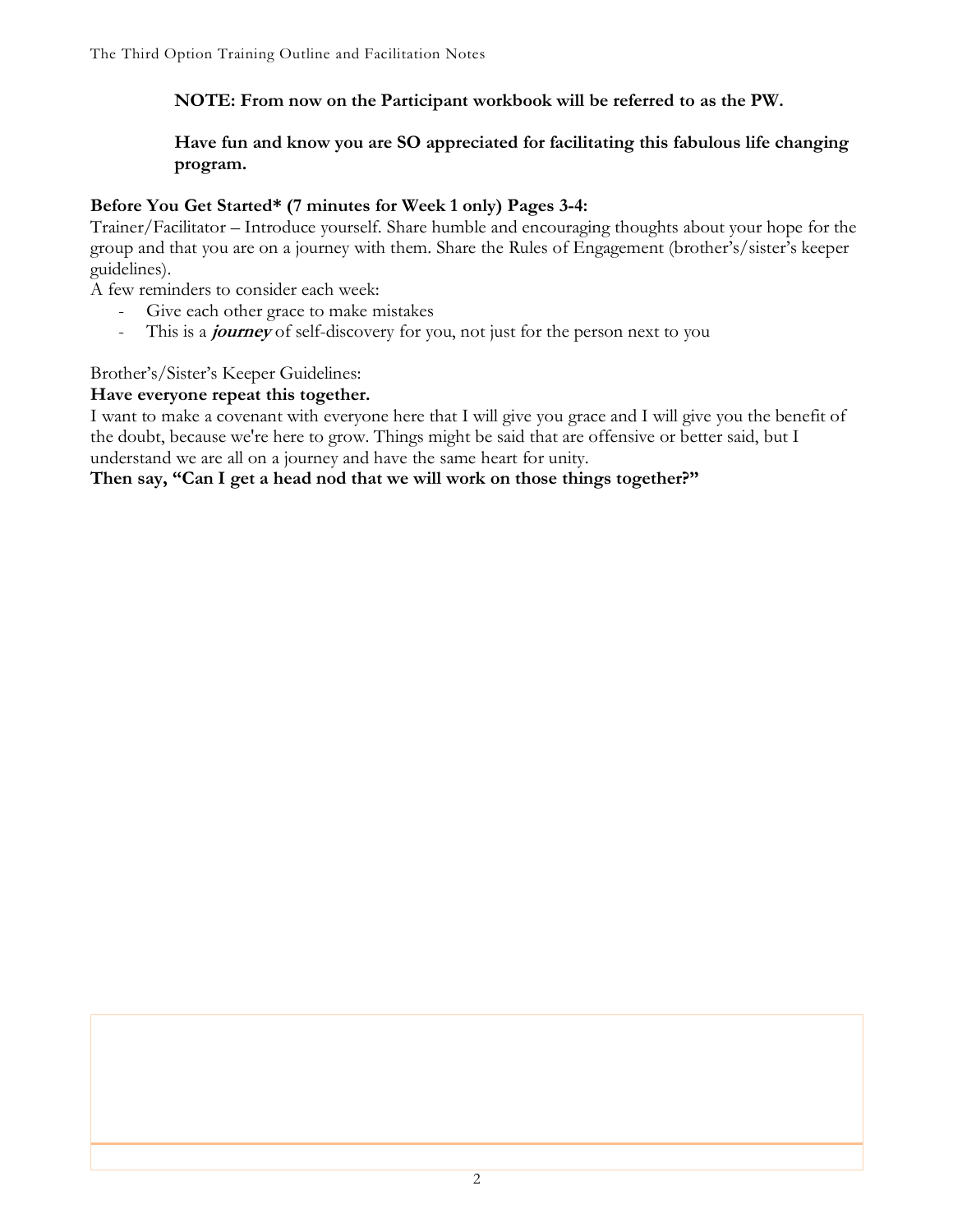**NOTE: From now on the Participant workbook will be referred to as the PW.**

**Have fun and know you are SO appreciated for facilitating this fabulous life changing program.**

**Before You Get Started* (7 minutes for Week 1 only) Pages 3-4:**

Trainer/Facilitator – Introduce yourself. Share humble and encouraging thoughts about your hope for the group and that you are on a journey with them. Share the Rules of Engagement (brother's/sister's keeper guidelines).

A few reminders to consider each week:

- Give each other grace to make mistakes
- This is a ***journey*** of self-discovery for you, not just for the person next to you

Brother's/Sister's Keeper Guidelines:

**Have everyone repeat this together.**

I want to make a covenant with everyone here that I will give you grace and I will give you the benefit of the doubt, because we're here to grow. Things might be said that are offensive or better said, but I understand we are all on a journey and have the same heart for unity.

**Then say, "Can I get a head nod that we will work on those things together?"**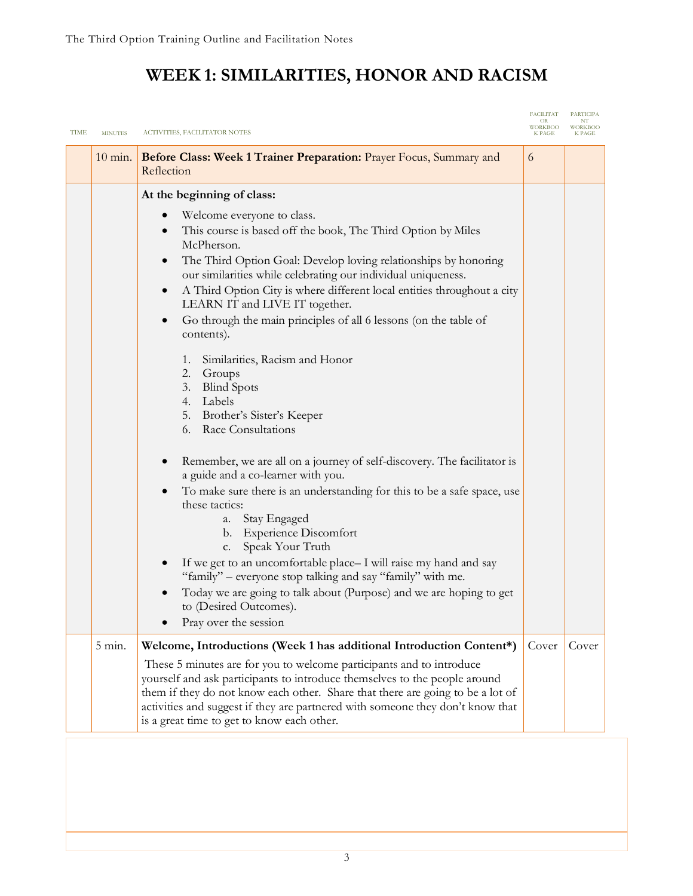# WEEK 1: SIMILARITIES, HONOR AND RACISM

| TIME | MINUTES | ACTIVITIES, FACILITATOR NOTES | FACILITATOR WORKBOOK PAGE | PARTICIPANT WORKBOOK PAGE |
|---|---|---|---|---|
| | 10 min. | **Before Class: Week 1 Trainer Preparation:** Prayer Focus, Summary and Reflection | 6 | |
| | | **At the beginning of class:**<br>• Welcome everyone to class.<br>• This course is based off the book, The Third Option by Miles McPherson.<br>• The Third Option Goal: Develop loving relationships by honoring our similarities while celebrating our individual uniqueness.<br>• A Third Option City is where different local entities throughout a city LEARN IT and LIVE IT together.<br>• Go through the main principles of all 6 lessons (on the table of contents).<br>1. Similarities, Racism and Honor<br>2. Groups<br>3. Blind Spots<br>4. Labels<br>5. Brother's Sister's Keeper<br>6. Race Consultations<br>• Remember, we are all on a journey of self-discovery. The facilitator is a guide and a co-learner with you.<br>• To make sure there is an understanding for this to be a safe space, use these tactics:<br>a. Stay Engaged<br>b. Experience Discomfort<br>c. Speak Your Truth<br>• If we get to an uncomfortable place– I will raise my hand and say "family" – everyone stop talking and say "family" with me.<br>• Today we are going to talk about (Purpose) and we are hoping to get to (Desired Outcomes).<br>• Pray over the session | | |
| | 5 min. | **Welcome, Introductions (Week 1 has additional Introduction Content\*)**<br>These 5 minutes are for you to welcome participants and to introduce yourself and ask participants to introduce themselves to the people around them if they do not know each other. Share that there are going to be a lot of activities and suggest if they are partnered with someone they don't know that is a great time to get to know each other. | Cover | Cover |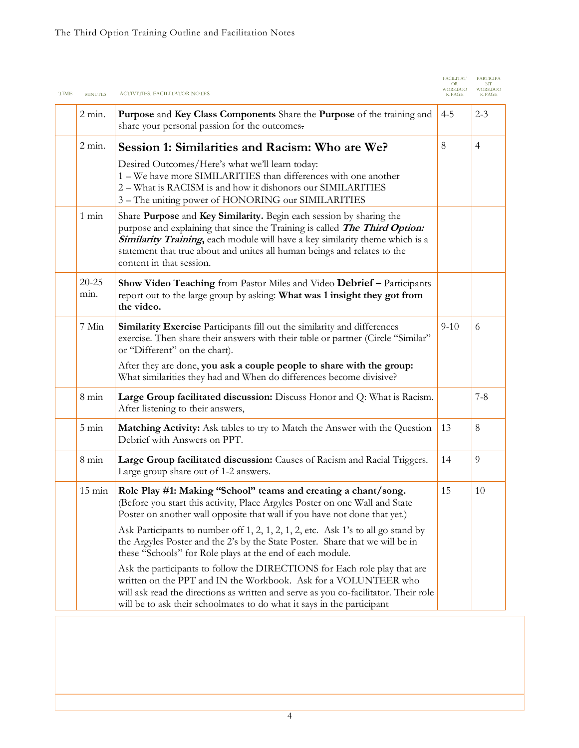| TIME | MINUTES | ACTIVITIES, FACILITATOR NOTES | FACILITATOR WORKBOOK PAGE | PARTICIPANT WORKBOOK PAGE |
|---|---|---|---|---|
| | 2 min. | **Purpose** and **Key Class Components** Share the **Purpose** of the training and share your personal passion for the outcomes. | 4-5 | 2-3 |
| | 2 min. | **Session 1: Similarities and Racism: Who are We?**<br><br>Desired Outcomes/Here's what we'll learn today:<br>1 – We have more SIMILARITIES than differences with one another<br>2 – What is RACISM is and how it dishonors our SIMILARITIES<br>3 – The uniting power of HONORING our SIMILARITIES | 8 | 4 |
| | 1 min | Share **Purpose** and **Key Similarity.** Begin each session by sharing the purpose and explaining that since the Training is called ***The Third Option: Similarity Training,*** each module will have a key similarity theme which is a statement that true about and unites all human beings and relates to the content in that session. | | |
| | 20-25 min. | **Show Video Teaching** from Pastor Miles and Video **Debrief –** Participants report out to the large group by asking: **What was 1 insight they got from the video.** | | |
| | 7 Min | **Similarity Exercise** Participants fill out the similarity and differences exercise. Then share their answers with their table or partner (Circle "Similar" or "Different" on the chart).<br><br>After they are done, **you ask a couple people to share with the group:** What similarities they had and When do differences become divisive? | 9-10 | 6 |
| | 8 min | **Large Group facilitated discussion:** Discuss Honor and Q: What is Racism. After listening to their answers, | | 7-8 |
| | 5 min | **Matching Activity:** Ask tables to try to Match the Answer with the Question Debrief with Answers on PPT. | 13 | 8 |
| | 8 min | **Large Group facilitated discussion:** Causes of Racism and Racial Triggers. Large group share out of 1-2 answers. | 14 | 9 |
| | 15 min | **Role Play #1: Making "School" teams and creating a chant/song.** (Before you start this activity, Place Argyles Poster on one Wall and State Poster on another wall opposite that wall if you have not done that yet.)<br><br>Ask Participants to number off 1, 2, 1, 2, 1, 2, etc. Ask 1's to all go stand by the Argyles Poster and the 2's by the State Poster. Share that we will be in these "Schools" for Role plays at the end of each module.<br><br>Ask the participants to follow the DIRECTIONS for Each role play that are written on the PPT and IN the Workbook. Ask for a VOLUNTEER who will ask read the directions as written and serve as you co-facilitator. Their role will be to ask their schoolmates to do what it says in the participant | 15 | 10 |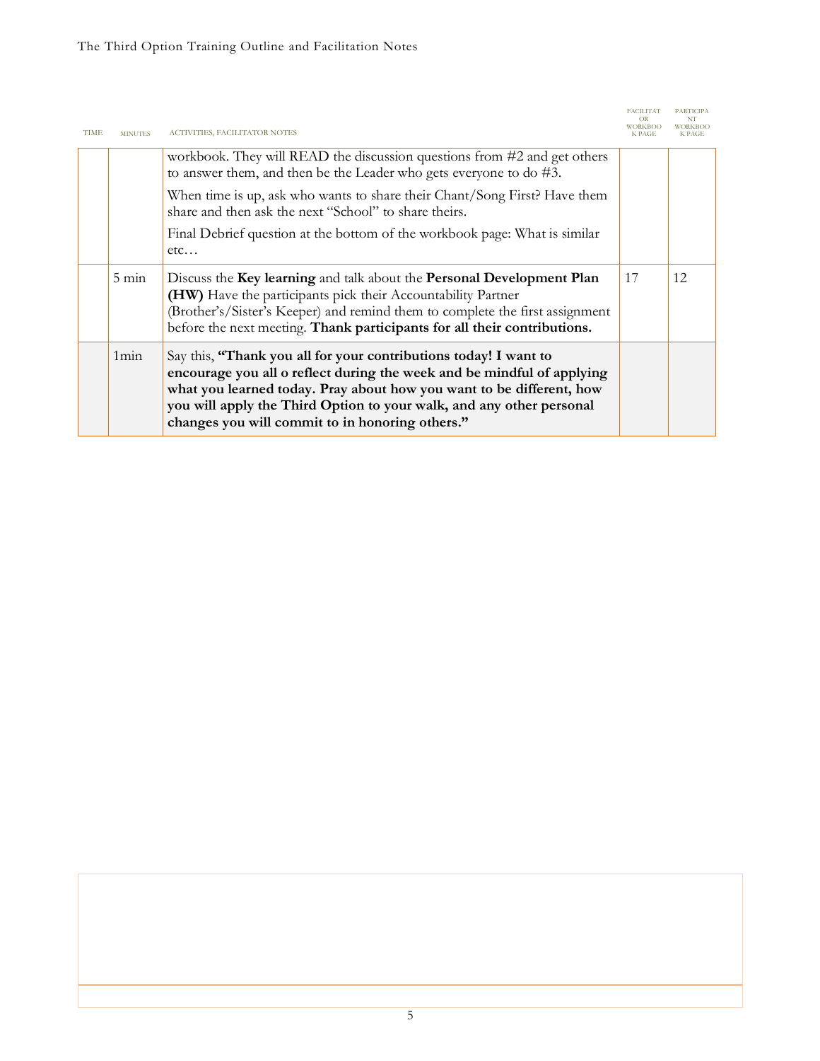| TIME | MINUTES | ACTIVITIES, FACILITATOR NOTES | FACILITATOR WORKBOOK PAGE | PARTICIPANT WORKBOOK PAGE |
|---|---|---|---|---|
| | | workbook. They will READ the discussion questions from #2 and get others to answer them, and then be the Leader who gets everyone to do #3.<br><br>When time is up, ask who wants to share their Chant/Song First? Have them share and then ask the next "School" to share theirs.<br><br>Final Debrief question at the bottom of the workbook page: What is similar etc… | | |
| | 5 min | Discuss the **Key learning** and talk about the **Personal Development Plan (HW)** Have the participants pick their Accountability Partner (Brother's/Sister's Keeper) and remind them to complete the first assignment before the next meeting. **Thank participants for all their contributions.** | 17 | 12 |
| | 1min | Say this, **"Thank you all for your contributions today! I want to encourage you all o reflect during the week and be mindful of applying what you learned today. Pray about how you want to be different, how you will apply the Third Option to your walk, and any other personal changes you will commit to in honoring others."** | | |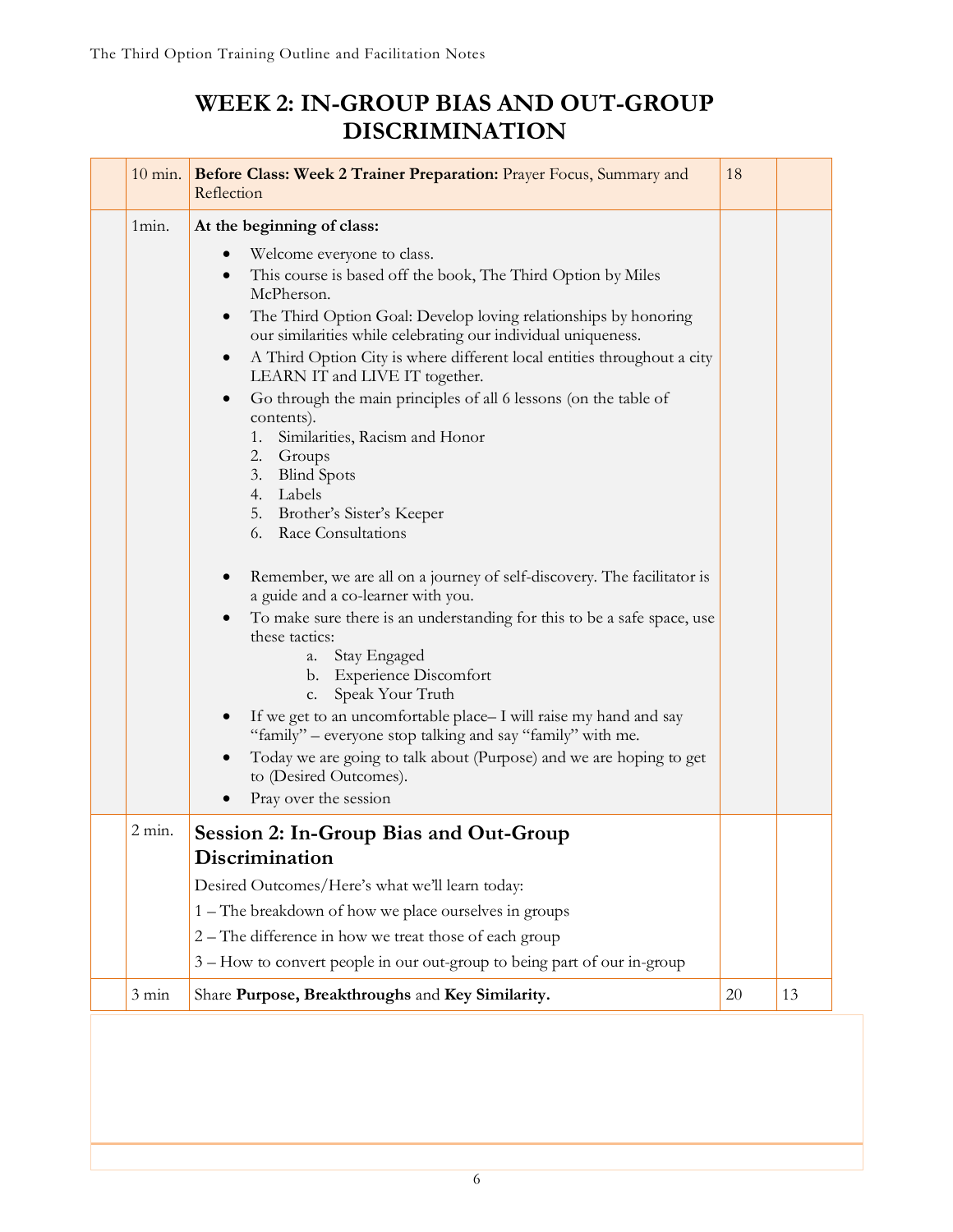# WEEK 2: IN-GROUP BIAS AND OUT-GROUP DISCRIMINATION

| | | | | |
|---|---|---|---|---|
| | 10 min. | **Before Class: Week 2 Trainer Preparation:** Prayer Focus, Summary and Reflection | 18 | |
| | 1min. | **At the beginning of class:**<br>• Welcome everyone to class.<br>• This course is based off the book, The Third Option by Miles McPherson.<br>• The Third Option Goal: Develop loving relationships by honoring our similarities while celebrating our individual uniqueness.<br>• A Third Option City is where different local entities throughout a city LEARN IT and LIVE IT together.<br>• Go through the main principles of all 6 lessons (on the table of contents).<br>1. Similarities, Racism and Honor<br>2. Groups<br>3. Blind Spots<br>4. Labels<br>5. Brother's Sister's Keeper<br>6. Race Consultations<br><br>• Remember, we are all on a journey of self-discovery. The facilitator is a guide and a co-learner with you.<br>• To make sure there is an understanding for this to be a safe space, use these tactics:<br>a. Stay Engaged<br>b. Experience Discomfort<br>c. Speak Your Truth<br>• If we get to an uncomfortable place– I will raise my hand and say "family" – everyone stop talking and say "family" with me.<br>• Today we are going to talk about (Purpose) and we are hoping to get to (Desired Outcomes).<br>• Pray over the session | | |
| | 2 min. | **Session 2: In-Group Bias and Out-Group Discrimination**<br>Desired Outcomes/Here's what we'll learn today:<br>1 – The breakdown of how we place ourselves in groups<br>2 – The difference in how we treat those of each group<br>3 – How to convert people in our out-group to being part of our in-group | | |
| | 3 min | Share **Purpose, Breakthroughs** and **Key Similarity.** | 20 | 13 |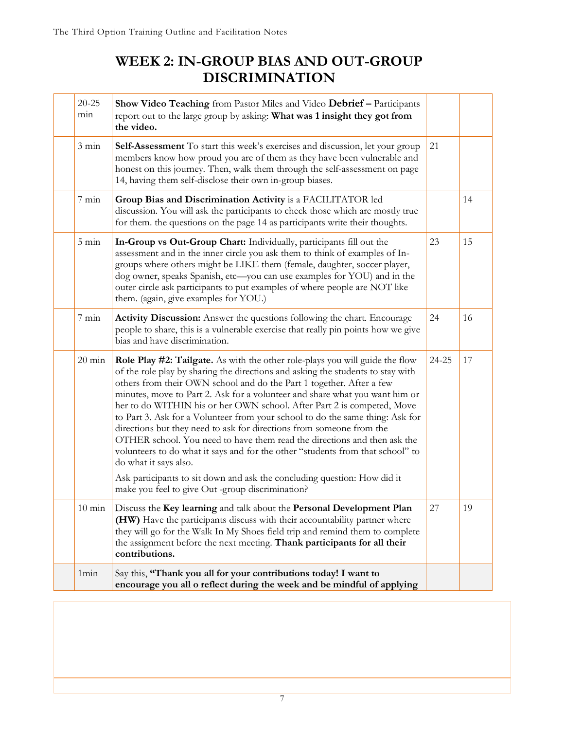# WEEK 2: IN-GROUP BIAS AND OUT-GROUP DISCRIMINATION

| | | | | |
|---|---|---|---|---|
| | 20-25 min | **Show Video Teaching** from Pastor Miles and Video **Debrief –** Participants report out to the large group by asking: **What was 1 insight they got from the video.** | | |
| | 3 min | **Self-Assessment** To start this week's exercises and discussion, let your group members know how proud you are of them as they have been vulnerable and honest on this journey. Then, walk them through the self-assessment on page 14, having them self-disclose their own in-group biases. | 21 | |
| | 7 min | **Group Bias and Discrimination Activity** is a FACILITATOR led discussion. You will ask the participants to check those which are mostly true for them. the questions on the page 14 as participants write their thoughts. | | 14 |
| | 5 min | **In-Group vs Out-Group Chart:** Individually, participants fill out the assessment and in the inner circle you ask them to think of examples of In-groups where others might be LIKE them (female, daughter, soccer player, dog owner, speaks Spanish, etc—you can use examples for YOU) and in the outer circle ask participants to put examples of where people are NOT like them. (again, give examples for YOU.) | 23 | 15 |
| | 7 min | **Activity Discussion:** Answer the questions following the chart. Encourage people to share, this is a vulnerable exercise that really pin points how we give bias and have discrimination. | 24 | 16 |
| | 20 min | **Role Play #2: Tailgate.** As with the other role-plays you will guide the flow of the role play by sharing the directions and asking the students to stay with others from their OWN school and do the Part 1 together. After a few minutes, move to Part 2. Ask for a volunteer and share what you want him or her to do WITHIN his or her OWN school. After Part 2 is competed, Move to Part 3. Ask for a Volunteer from your school to do the same thing: Ask for directions but they need to ask for directions from someone from the OTHER school. You need to have them read the directions and then ask the volunteers to do what it says and for the other "students from that school" to do what it says also.<br><br>Ask participants to sit down and ask the concluding question: How did it make you feel to give Out -group discrimination? | 24-25 | 17 |
| | 10 min | Discuss the **Key learning** and talk about the **Personal Development Plan (HW)** Have the participants discuss with their accountability partner where they will go for the Walk In My Shoes field trip and remind them to complete the assignment before the next meeting. **Thank participants for all their contributions.** | 27 | 19 |
| | 1min | Say this, **"Thank you all for your contributions today! I want to encourage you all o reflect during the week and be mindful of applying** | | |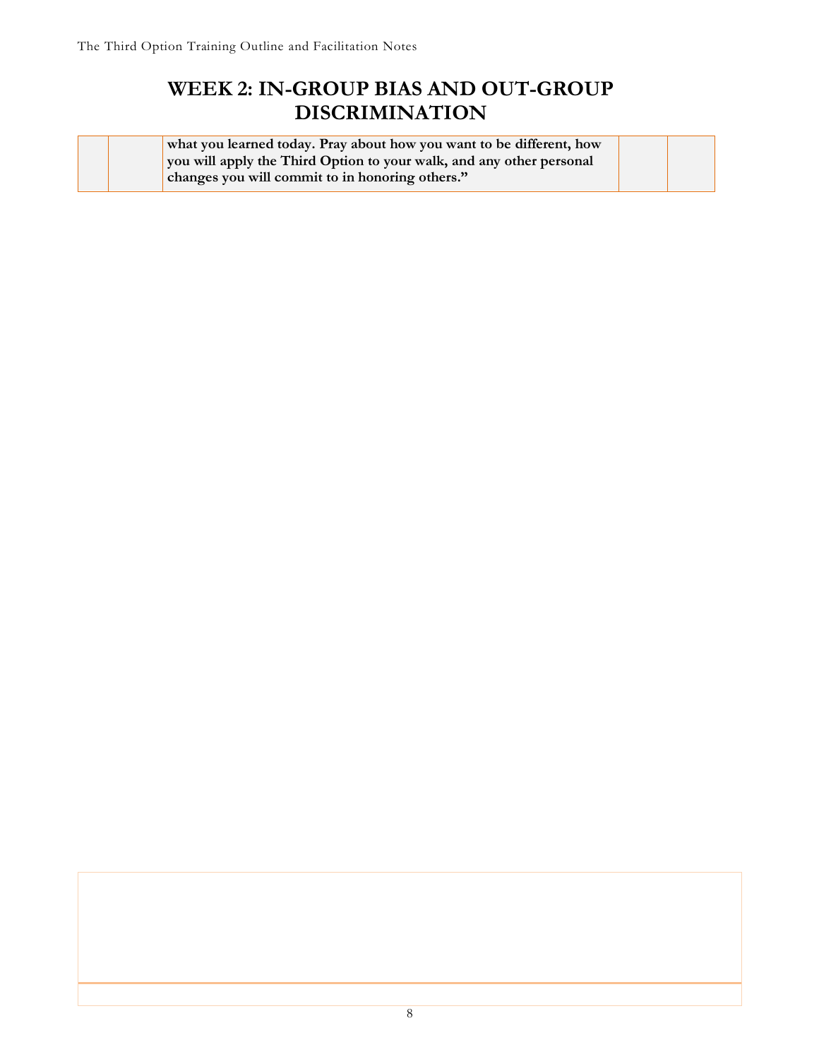# WEEK 2: IN-GROUP BIAS AND OUT-GROUP DISCRIMINATION

| | | | | |
|---|---|---|---|---|
| | | **what you learned today. Pray about how you want to be different, how you will apply the Third Option to your walk, and any other personal changes you will commit to in honoring others."** | | |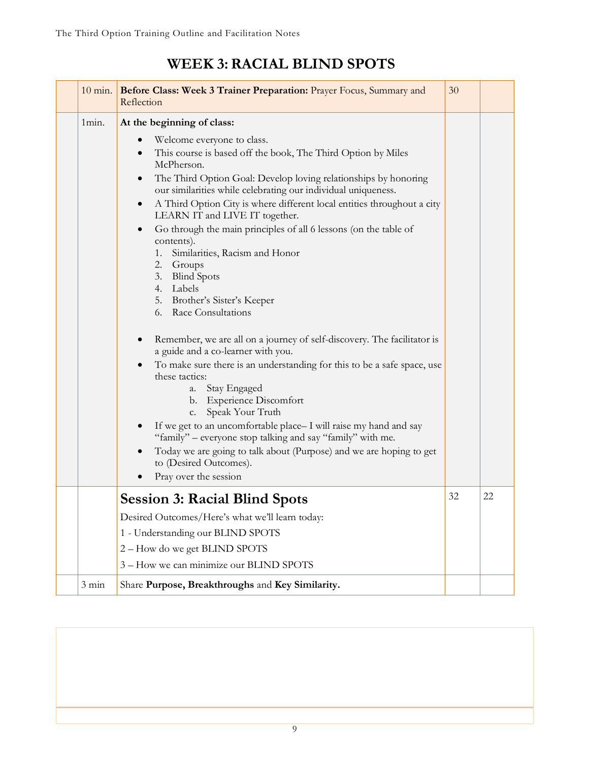# WEEK 3: RACIAL BLIND SPOTS

| | | | | |
|---|---|---|---|---|
| | 10 min. | **Before Class: Week 3 Trainer Preparation:** Prayer Focus, Summary and Reflection | 30 | |
| | 1min. | **At the beginning of class:**<br>• Welcome everyone to class.<br>• This course is based off the book, The Third Option by Miles McPherson.<br>• The Third Option Goal: Develop loving relationships by honoring our similarities while celebrating our individual uniqueness.<br>• A Third Option City is where different local entities throughout a city LEARN IT and LIVE IT together.<br>• Go through the main principles of all 6 lessons (on the table of contents).<br>1. Similarities, Racism and Honor<br>2. Groups<br>3. Blind Spots<br>4. Labels<br>5. Brother's Sister's Keeper<br>6. Race Consultations<br><br>• Remember, we are all on a journey of self-discovery. The facilitator is a guide and a co-learner with you.<br>• To make sure there is an understanding for this to be a safe space, use these tactics:<br>a. Stay Engaged<br>b. Experience Discomfort<br>c. Speak Your Truth<br>• If we get to an uncomfortable place– I will raise my hand and say "family" – everyone stop talking and say "family" with me.<br>• Today we are going to talk about (Purpose) and we are hoping to get to (Desired Outcomes).<br>• Pray over the session | | |
| | | **Session 3: Racial Blind Spots**<br>Desired Outcomes/Here's what we'll learn today:<br>1 - Understanding our BLIND SPOTS<br>2 – How do we get BLIND SPOTS<br>3 – How we can minimize our BLIND SPOTS | 32 | 22 |
| | 3 min | Share **Purpose, Breakthroughs** and **Key Similarity.** | | |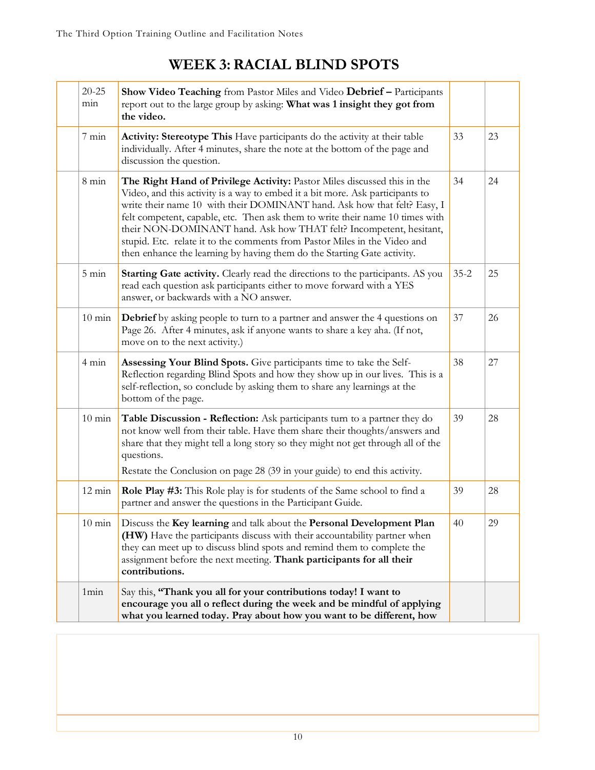# WEEK 3: RACIAL BLIND SPOTS

| | | | | |
|---|---|---|---|---|
| | 20-25 min | **Show Video Teaching** from Pastor Miles and Video **Debrief –** Participants report out to the large group by asking: **What was 1 insight they got from the video.** | | |
| | 7 min | **Activity: Stereotype This** Have participants do the activity at their table individually. After 4 minutes, share the note at the bottom of the page and discussion the question. | 33 | 23 |
| | 8 min | **The Right Hand of Privilege Activity:** Pastor Miles discussed this in the Video, and this activity is a way to embed it a bit more. Ask participants to write their name 10 with their DOMINANT hand. Ask how that felt? Easy, I felt competent, capable, etc. Then ask them to write their name 10 times with their NON-DOMINANT hand. Ask how THAT felt? Incompetent, hesitant, stupid. Etc. relate it to the comments from Pastor Miles in the Video and then enhance the learning by having them do the Starting Gate activity. | 34 | 24 |
| | 5 min | **Starting Gate activity.** Clearly read the directions to the participants. AS you read each question ask participants either to move forward with a YES answer, or backwards with a NO answer. | 35-2 | 25 |
| | 10 min | **Debrief** by asking people to turn to a partner and answer the 4 questions on Page 26. After 4 minutes, ask if anyone wants to share a key aha. (If not, move on to the next activity.) | 37 | 26 |
| | 4 min | **Assessing Your Blind Spots.** Give participants time to take the Self-Reflection regarding Blind Spots and how they show up in our lives. This is a self-reflection, so conclude by asking them to share any learnings at the bottom of the page. | 38 | 27 |
| | 10 min | **Table Discussion - Reflection:** Ask participants turn to a partner they do not know well from their table. Have them share their thoughts/answers and share that they might tell a long story so they might not get through all of the questions.<br><br>Restate the Conclusion on page 28 (39 in your guide) to end this activity. | 39 | 28 |
| | 12 min | **Role Play #3:** This Role play is for students of the Same school to find a partner and answer the questions in the Participant Guide. | 39 | 28 |
| | 10 min | Discuss the **Key learning** and talk about the **Personal Development Plan (HW)** Have the participants discuss with their accountability partner when they can meet up to discuss blind spots and remind them to complete the assignment before the next meeting. **Thank participants for all their contributions.** | 40 | 29 |
| | 1min | Say this, **"Thank you all for your contributions today! I want to encourage you all o reflect during the week and be mindful of applying what you learned today. Pray about how you want to be different, how** | | |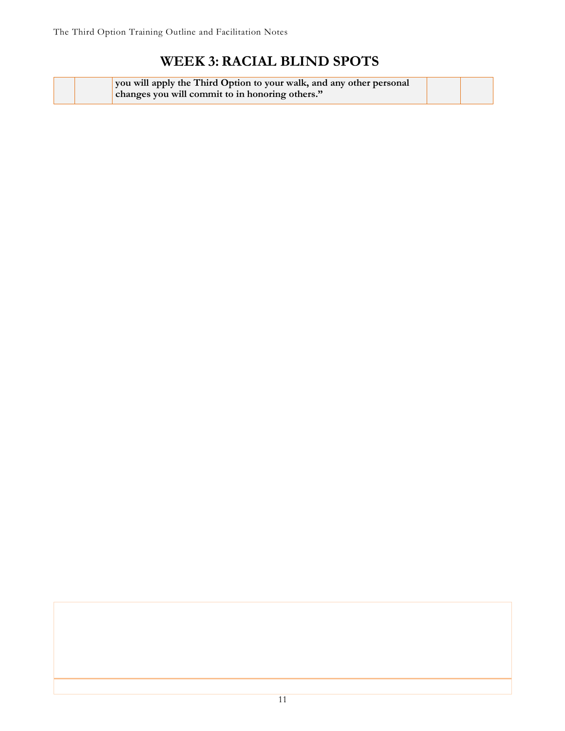# WEEK 3: RACIAL BLIND SPOTS

| | | | | |
|---|---|---|---|---|
| | | **you will apply the Third Option to your walk, and any other personal changes you will commit to in honoring others."** | | |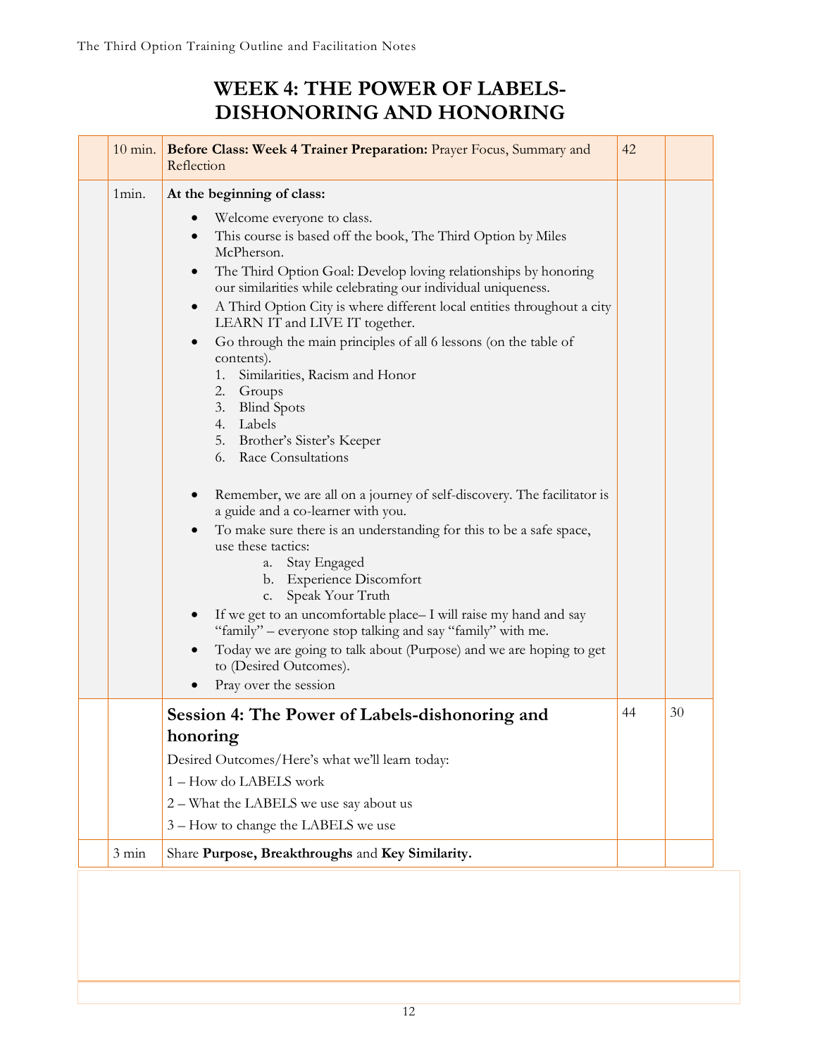# WEEK 4: THE POWER OF LABELS-DISHONORING AND HONORING

| | Time | Content | | |
|---|---|---|---|---|
| | 10 min. | **Before Class: Week 4 Trainer Preparation:** Prayer Focus, Summary and Reflection | 42 | |
| | 1min. | **At the beginning of class:**<br>• Welcome everyone to class.<br>• This course is based off the book, The Third Option by Miles McPherson.<br>• The Third Option Goal: Develop loving relationships by honoring our similarities while celebrating our individual uniqueness.<br>• A Third Option City is where different local entities throughout a city LEARN IT and LIVE IT together.<br>• Go through the main principles of all 6 lessons (on the table of contents).<br>1. Similarities, Racism and Honor<br>2. Groups<br>3. Blind Spots<br>4. Labels<br>5. Brother's Sister's Keeper<br>6. Race Consultations<br><br>• Remember, we are all on a journey of self-discovery. The facilitator is a guide and a co-learner with you.<br>• To make sure there is an understanding for this to be a safe space, use these tactics:<br>a. Stay Engaged<br>b. Experience Discomfort<br>c. Speak Your Truth<br>• If we get to an uncomfortable place– I will raise my hand and say "family" – everyone stop talking and say "family" with me.<br>• Today we are going to talk about (Purpose) and we are hoping to get to (Desired Outcomes).<br>• Pray over the session | | |
| | | **Session 4: The Power of Labels-dishonoring and honoring**<br>Desired Outcomes/Here's what we'll learn today:<br>1 – How do LABELS work<br>2 – What the LABELS we use say about us<br>3 – How to change the LABELS we use | 44 | 30 |
| | 3 min | Share **Purpose, Breakthroughs** and **Key Similarity.** | | |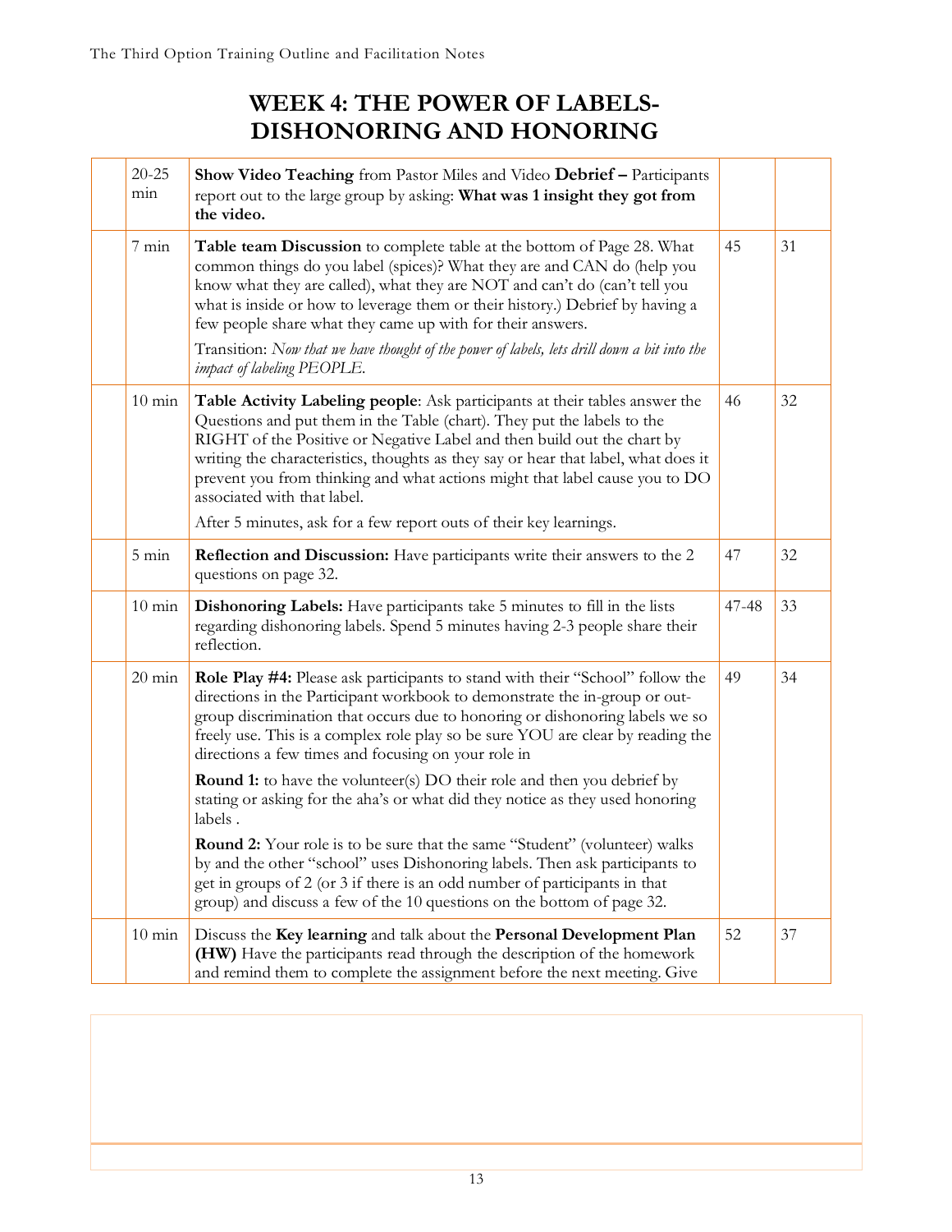# WEEK 4: THE POWER OF LABELS-DISHONORING AND HONORING

| | | | | |
|---|---|---|---|---|
| | 20-25 min | **Show Video Teaching** from Pastor Miles and Video **Debrief –** Participants report out to the large group by asking: **What was 1 insight they got from the video.** | | |
| | 7 min | **Table team Discussion** to complete table at the bottom of Page 28. What common things do you label (spices)? What they are and CAN do (help you know what they are called), what they are NOT and can't do (can't tell you what is inside or how to leverage them or their history.) Debrief by having a few people share what they came up with for their answers.<br><br>Transition: *Now that we have thought of the power of labels, lets drill down a bit into the impact of labeling PEOPLE.* | 45 | 31 |
| | 10 min | **Table Activity Labeling people**: Ask participants at their tables answer the Questions and put them in the Table (chart). They put the labels to the RIGHT of the Positive or Negative Label and then build out the chart by writing the characteristics, thoughts as they say or hear that label, what does it prevent you from thinking and what actions might that label cause you to DO associated with that label.<br><br>After 5 minutes, ask for a few report outs of their key learnings. | 46 | 32 |
| | 5 min | **Reflection and Discussion:** Have participants write their answers to the 2 questions on page 32. | 47 | 32 |
| | 10 min | **Dishonoring Labels:** Have participants take 5 minutes to fill in the lists regarding dishonoring labels. Spend 5 minutes having 2-3 people share their reflection. | 47-48 | 33 |
| | 20 min | **Role Play #4:** Please ask participants to stand with their "School" follow the directions in the Participant workbook to demonstrate the in-group or out-group discrimination that occurs due to honoring or dishonoring labels we so freely use. This is a complex role play so be sure YOU are clear by reading the directions a few times and focusing on your role in<br><br>**Round 1:** to have the volunteer(s) DO their role and then you debrief by stating or asking for the aha's or what did they notice as they used honoring labels .<br><br>**Round 2:** Your role is to be sure that the same "Student" (volunteer) walks by and the other "school" uses Dishonoring labels. Then ask participants to get in groups of 2 (or 3 if there is an odd number of participants in that group) and discuss a few of the 10 questions on the bottom of page 32. | 49 | 34 |
| | 10 min | Discuss the **Key learning** and talk about the **Personal Development Plan (HW)** Have the participants read through the description of the homework and remind them to complete the assignment before the next meeting. Give | 52 | 37 |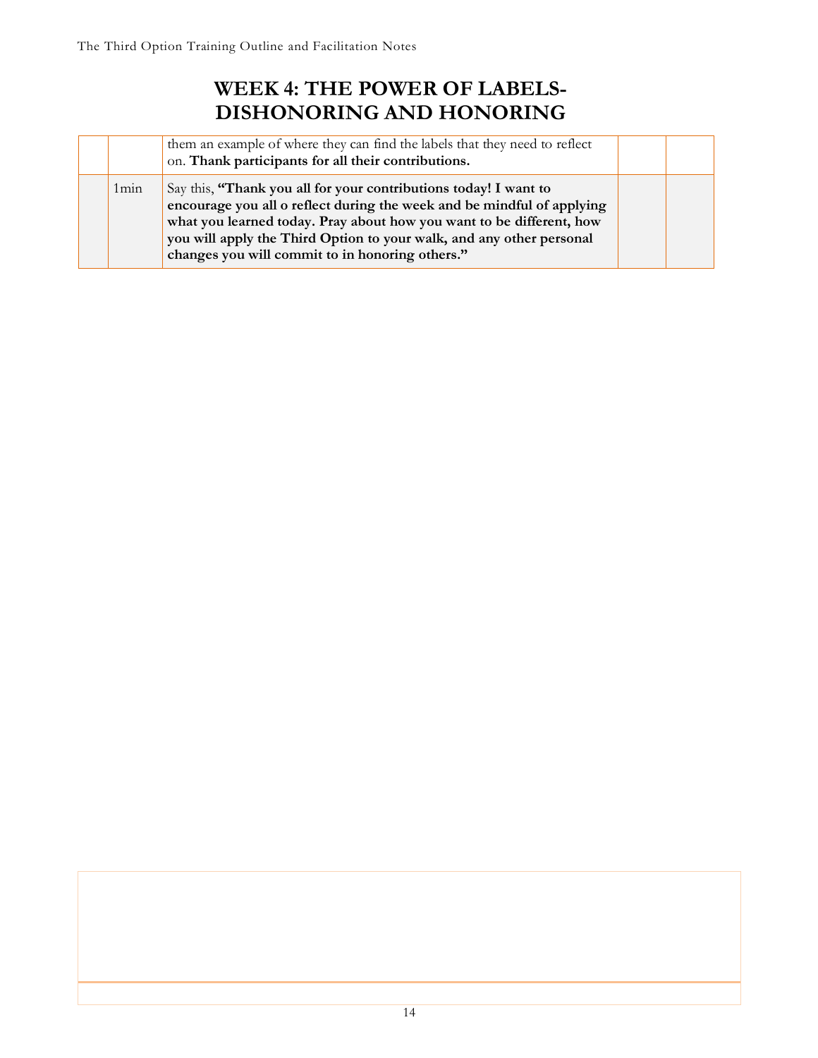# WEEK 4: THE POWER OF LABELS-DISHONORING AND HONORING

| | | | | |
|---|---|---|---|---|
| | | them an example of where they can find the labels that they need to reflect on. **Thank participants for all their contributions.** | | |
| | 1min | Say this, **"Thank you all for your contributions today! I want to encourage you all o reflect during the week and be mindful of applying what you learned today. Pray about how you want to be different, how you will apply the Third Option to your walk, and any other personal changes you will commit to in honoring others."** | | |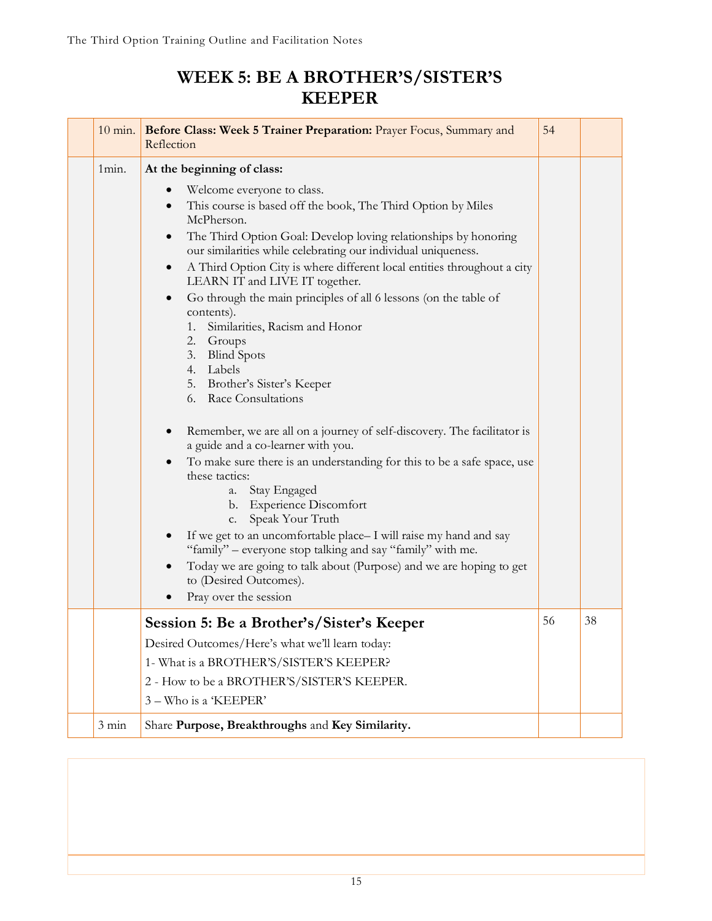# WEEK 5: BE A BROTHER'S/SISTER'S KEEPER

| | | | | |
|---|---|---|---|---|
| | 10 min. | **Before Class: Week 5 Trainer Preparation:** Prayer Focus, Summary and Reflection | 54 | |
| | 1min. | **At the beginning of class:**<br>• Welcome everyone to class.<br>• This course is based off the book, The Third Option by Miles McPherson.<br>• The Third Option Goal: Develop loving relationships by honoring our similarities while celebrating our individual uniqueness.<br>• A Third Option City is where different local entities throughout a city LEARN IT and LIVE IT together.<br>• Go through the main principles of all 6 lessons (on the table of contents).<br>1. Similarities, Racism and Honor<br>2. Groups<br>3. Blind Spots<br>4. Labels<br>5. Brother's Sister's Keeper<br>6. Race Consultations<br><br>• Remember, we are all on a journey of self-discovery. The facilitator is a guide and a co-learner with you.<br>• To make sure there is an understanding for this to be a safe space, use these tactics:<br>a. Stay Engaged<br>b. Experience Discomfort<br>c. Speak Your Truth<br>• If we get to an uncomfortable place– I will raise my hand and say "family" – everyone stop talking and say "family" with me.<br>• Today we are going to talk about (Purpose) and we are hoping to get to (Desired Outcomes).<br>• Pray over the session | | |
| | | **Session 5: Be a Brother's/Sister's Keeper**<br>Desired Outcomes/Here's what we'll learn today:<br>1- What is a BROTHER'S/SISTER'S KEEPER?<br>2 - How to be a BROTHER'S/SISTER'S KEEPER.<br>3 – Who is a 'KEEPER' | 56 | 38 |
| | 3 min | Share **Purpose, Breakthroughs** and **Key Similarity.** | | |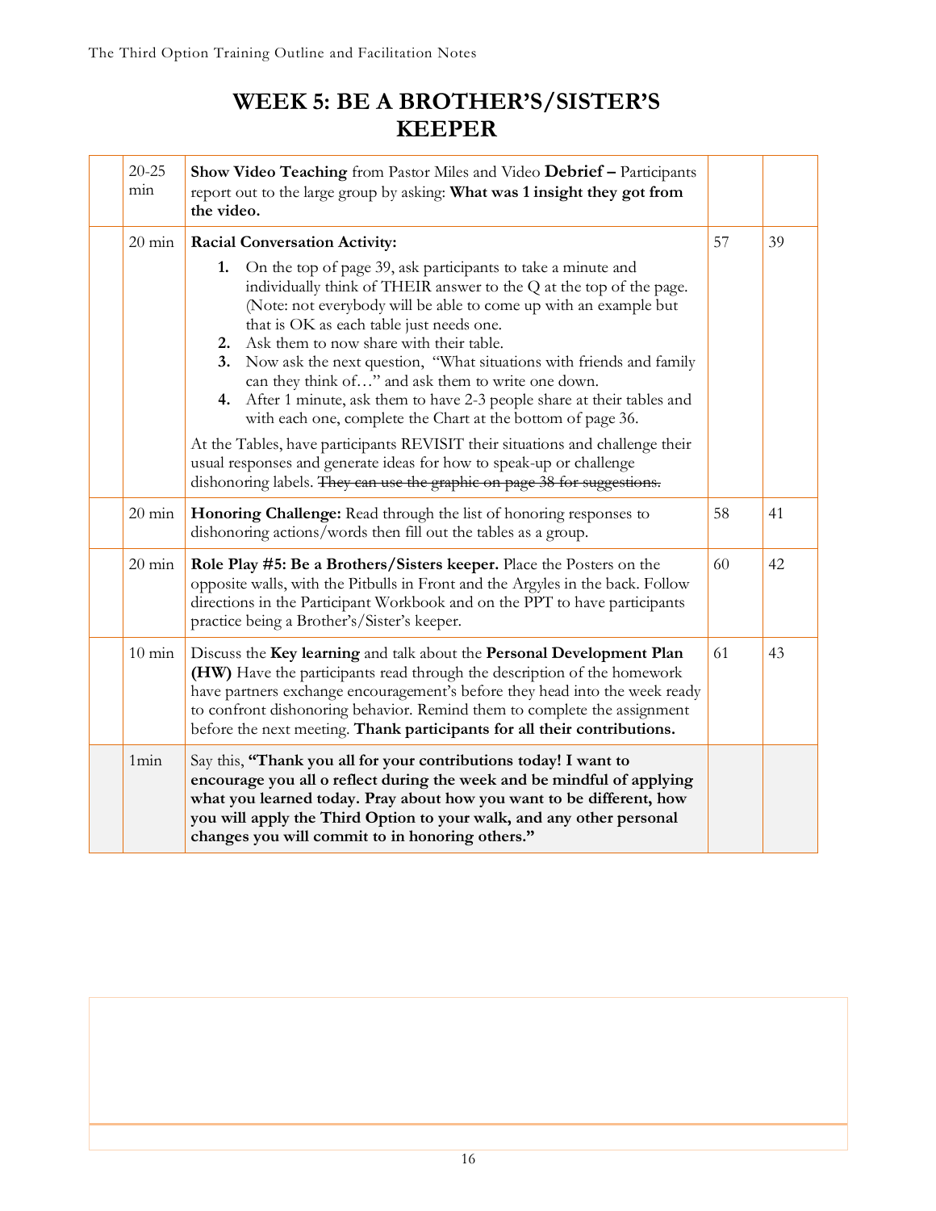# WEEK 5: BE A BROTHER'S/SISTER'S KEEPER

| | | | | |
|---|---|---|---|---|
| | 20-25 min | **Show Video Teaching** from Pastor Miles and Video **Debrief –** Participants report out to the large group by asking: **What was 1 insight they got from the video.** | | |
| | 20 min | **Racial Conversation Activity:**<br>**1.** On the top of page 39, ask participants to take a minute and individually think of THEIR answer to the Q at the top of the page. (Note: not everybody will be able to come up with an example but that is OK as each table just needs one.<br>**2.** Ask them to now share with their table.<br>**3.** Now ask the next question, "What situations with friends and family can they think of…" and ask them to write one down.<br>**4.** After 1 minute, ask them to have 2-3 people share at their tables and with each one, complete the Chart at the bottom of page 36.<br>At the Tables, have participants REVISIT their situations and challenge their usual responses and generate ideas for how to speak-up or challenge dishonoring labels. ~~They can use the graphic on page 38 for suggestions.~~ | 57 | 39 |
| | 20 min | **Honoring Challenge:** Read through the list of honoring responses to dishonoring actions/words then fill out the tables as a group. | 58 | 41 |
| | 20 min | **Role Play #5: Be a Brothers/Sisters keeper.** Place the Posters on the opposite walls, with the Pitbulls in Front and the Argyles in the back. Follow directions in the Participant Workbook and on the PPT to have participants practice being a Brother's/Sister's keeper. | 60 | 42 |
| | 10 min | Discuss the **Key learning** and talk about the **Personal Development Plan (HW)** Have the participants read through the description of the homework have partners exchange encouragement's before they head into the week ready to confront dishonoring behavior. Remind them to complete the assignment before the next meeting. **Thank participants for all their contributions.** | 61 | 43 |
| | 1min | Say this, **"Thank you all for your contributions today! I want to encourage you all o reflect during the week and be mindful of applying what you learned today. Pray about how you want to be different, how you will apply the Third Option to your walk, and any other personal changes you will commit to in honoring others."** | | |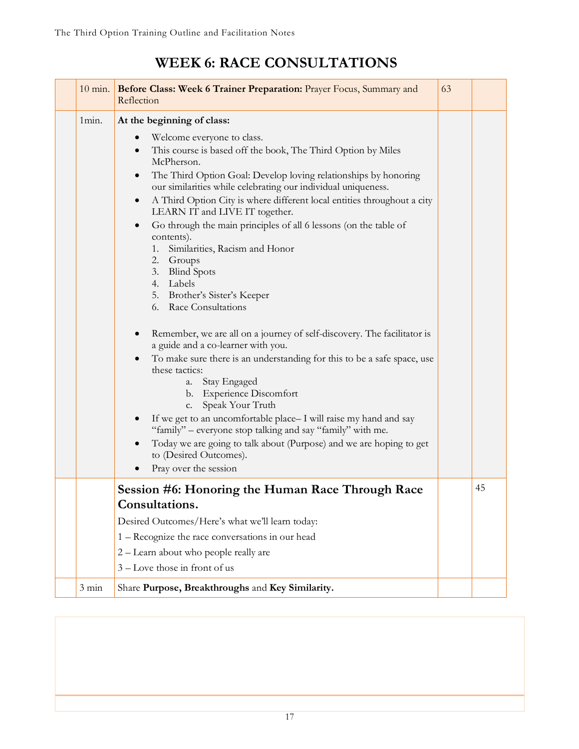# WEEK 6: RACE CONSULTATIONS

| | | | | |
|---|---|---|---|---|
| | 10 min. | **Before Class: Week 6 Trainer Preparation:** Prayer Focus, Summary and Reflection | 63 | |
| | 1min. | **At the beginning of class:**<br>• Welcome everyone to class.<br>• This course is based off the book, The Third Option by Miles McPherson.<br>• The Third Option Goal: Develop loving relationships by honoring our similarities while celebrating our individual uniqueness.<br>• A Third Option City is where different local entities throughout a city LEARN IT and LIVE IT together.<br>• Go through the main principles of all 6 lessons (on the table of contents).<br>1. Similarities, Racism and Honor<br>2. Groups<br>3. Blind Spots<br>4. Labels<br>5. Brother's Sister's Keeper<br>6. Race Consultations<br><br>• Remember, we are all on a journey of self-discovery. The facilitator is a guide and a co-learner with you.<br>• To make sure there is an understanding for this to be a safe space, use these tactics:<br>a. Stay Engaged<br>b. Experience Discomfort<br>c. Speak Your Truth<br>• If we get to an uncomfortable place– I will raise my hand and say "family" – everyone stop talking and say "family" with me.<br>• Today we are going to talk about (Purpose) and we are hoping to get to (Desired Outcomes).<br>• Pray over the session | | |
| | | **Session #6: Honoring the Human Race Through Race Consultations.**<br>Desired Outcomes/Here's what we'll learn today:<br>1 – Recognize the race conversations in our head<br>2 – Learn about who people really are<br>3 – Love those in front of us | | 45 |
| | 3 min | Share **Purpose, Breakthroughs** and **Key Similarity.** | | |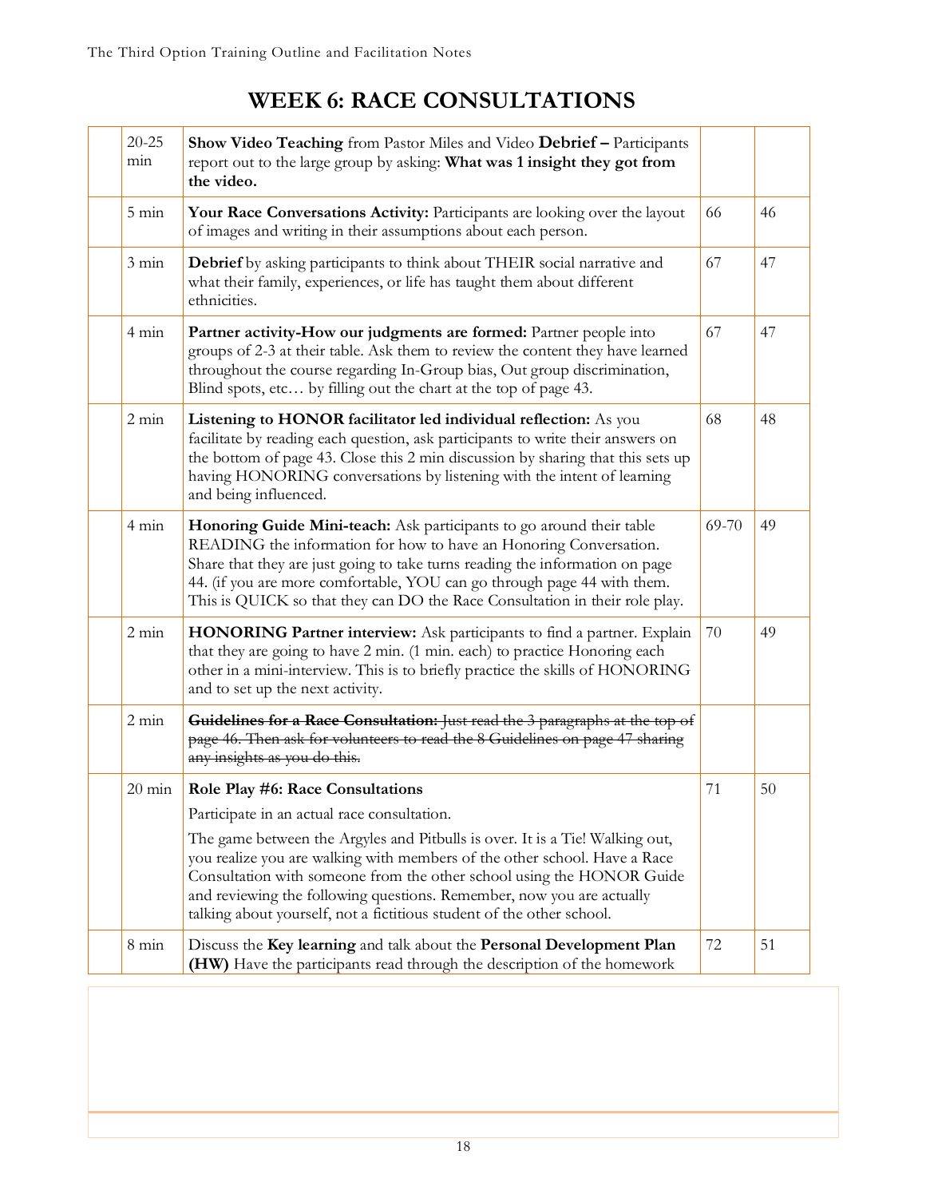# WEEK 6: RACE CONSULTATIONS

| | | | | |
|---|---|---|---|---|
| | 20-25 min | **Show Video Teaching** from Pastor Miles and Video **Debrief –** Participants report out to the large group by asking: **What was 1 insight they got from the video.** | | |
| | 5 min | **Your Race Conversations Activity:** Participants are looking over the layout of images and writing in their assumptions about each person. | 66 | 46 |
| | 3 min | **Debrief** by asking participants to think about THEIR social narrative and what their family, experiences, or life has taught them about different ethnicities. | 67 | 47 |
| | 4 min | **Partner activity-How our judgments are formed:** Partner people into groups of 2-3 at their table. Ask them to review the content they have learned throughout the course regarding In-Group bias, Out group discrimination, Blind spots, etc… by filling out the chart at the top of page 43. | 67 | 47 |
| | 2 min | **Listening to HONOR facilitator led individual reflection:** As you facilitate by reading each question, ask participants to write their answers on the bottom of page 43. Close this 2 min discussion by sharing that this sets up having HONORING conversations by listening with the intent of learning and being influenced. | 68 | 48 |
| | 4 min | **Honoring Guide Mini-teach:** Ask participants to go around their table READING the information for how to have an Honoring Conversation. Share that they are just going to take turns reading the information on page 44. (if you are more comfortable, YOU can go through page 44 with them. This is QUICK so that they can DO the Race Consultation in their role play. | 69-70 | 49 |
| | 2 min | **HONORING Partner interview:** Ask participants to find a partner. Explain that they are going to have 2 min. (1 min. each) to practice Honoring each other in a mini-interview. This is to briefly practice the skills of HONORING and to set up the next activity. | 70 | 49 |
| | 2 min | ~~**Guidelines for a Race Consultation:** Just read the 3 paragraphs at the top of page 46. Then ask for volunteers to read the 8 Guidelines on page 47 sharing any insights as you do this.~~ | | |
| | 20 min | **Role Play #6: Race Consultations**<br><br>Participate in an actual race consultation.<br><br>The game between the Argyles and Pitbulls is over. It is a Tie! Walking out, you realize you are walking with members of the other school. Have a Race Consultation with someone from the other school using the HONOR Guide and reviewing the following questions. Remember, now you are actually talking about yourself, not a fictitious student of the other school. | 71 | 50 |
| | 8 min | Discuss the **Key learning** and talk about the **Personal Development Plan (HW)** Have the participants read through the description of the homework | 72 | 51 |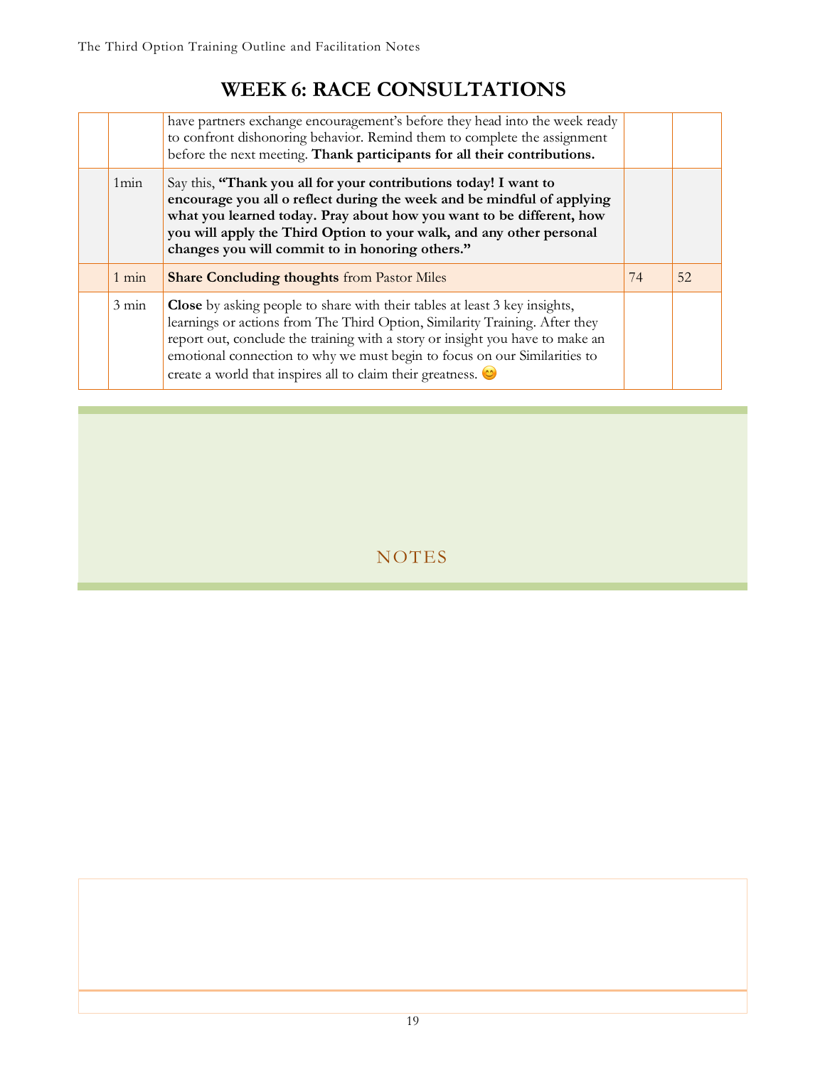# WEEK 6: RACE CONSULTATIONS

| | | | | |
|---|---|---|---|---|
| | | have partners exchange encouragement's before they head into the week ready to confront dishonoring behavior. Remind them to complete the assignment before the next meeting. **Thank participants for all their contributions.** | | |
| | 1min | Say this, **"Thank you all for your contributions today! I want to encourage you all o reflect during the week and be mindful of applying what you learned today. Pray about how you want to be different, how you will apply the Third Option to your walk, and any other personal changes you will commit to in honoring others."** | | |
| | 1 min | **Share Concluding thoughts** from Pastor Miles | 74 | 52 |
| | 3 min | **Close** by asking people to share with their tables at least 3 key insights, learnings or actions from The Third Option, Similarity Training. After they report out, conclude the training with a story or insight you have to make an emotional connection to why we must begin to focus on our Similarities to create a world that inspires all to claim their greatness. 😊 | | |

NOTES